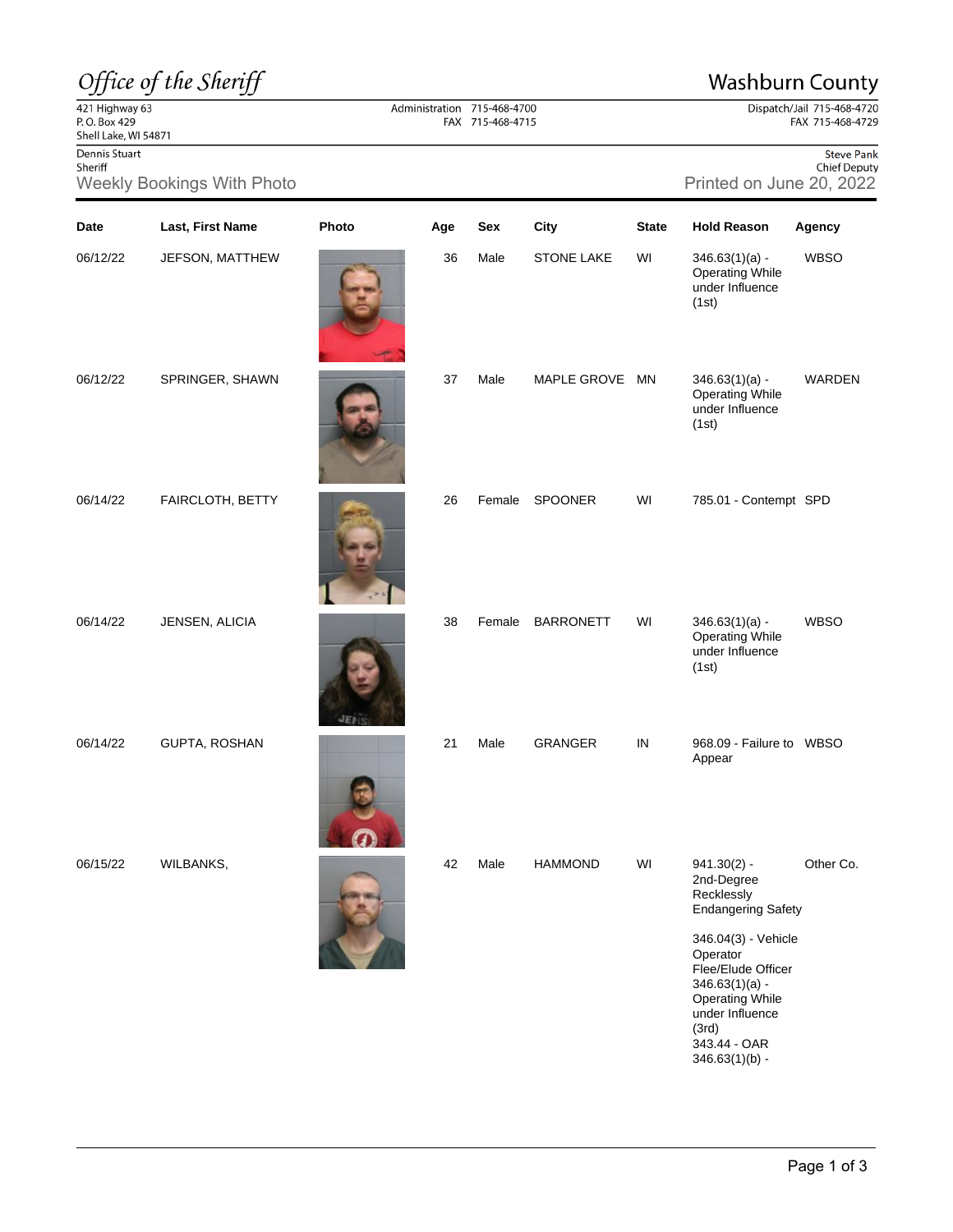# Office of the Sheriff

## Washburn County

421 Highway 63
P. O. Box 429
Shell Lake, WI 54871

Administration 715-468-4700
FAX 715-468-4715

Dispatch/Jail 715-468-4720
FAX 715-468-4729

Dennis Stuart
Sheriff

Steve Pank
Chief Deputy

### Weekly Bookings With Photo

Printed on June 20, 2022

| Date | Last, First Name | Photo | Age | Sex | City | State | Hold Reason | Agency |
|---|---|---|---|---|---|---|---|---|
| 06/12/22 | JEFSON, MATTHEW | | 36 | Male | STONE LAKE | WI | 346.63(1)(a) - Operating While under Influence (1st) | WBSO |
| 06/12/22 | SPRINGER, SHAWN | | 37 | Male | MAPLE GROVE | MN | 346.63(1)(a) - Operating While under Influence (1st) | WARDEN |
| 06/14/22 | FAIRCLOTH, BETTY | | 26 | Female | SPOONER | WI | 785.01 - Contempt | SPD |
| 06/14/22 | JENSEN, ALICIA | | 38 | Female | BARRONETT | WI | 346.63(1)(a) - Operating While under Influence (1st) | WBSO |
| 06/14/22 | GUPTA, ROSHAN | | 21 | Male | GRANGER | IN | 968.09 - Failure to Appear | WBSO |
| 06/15/22 | WILBANKS, | | 42 | Male | HAMMOND | WI | 941.30(2) - 2nd-Degree Recklessly Endangering Safety<br><br>346.04(3) - Vehicle Operator Flee/Elude Officer<br>346.63(1)(a) - Operating While under Influence (3rd)<br>343.44 - OAR<br>346.63(1)(b) - | Other Co. |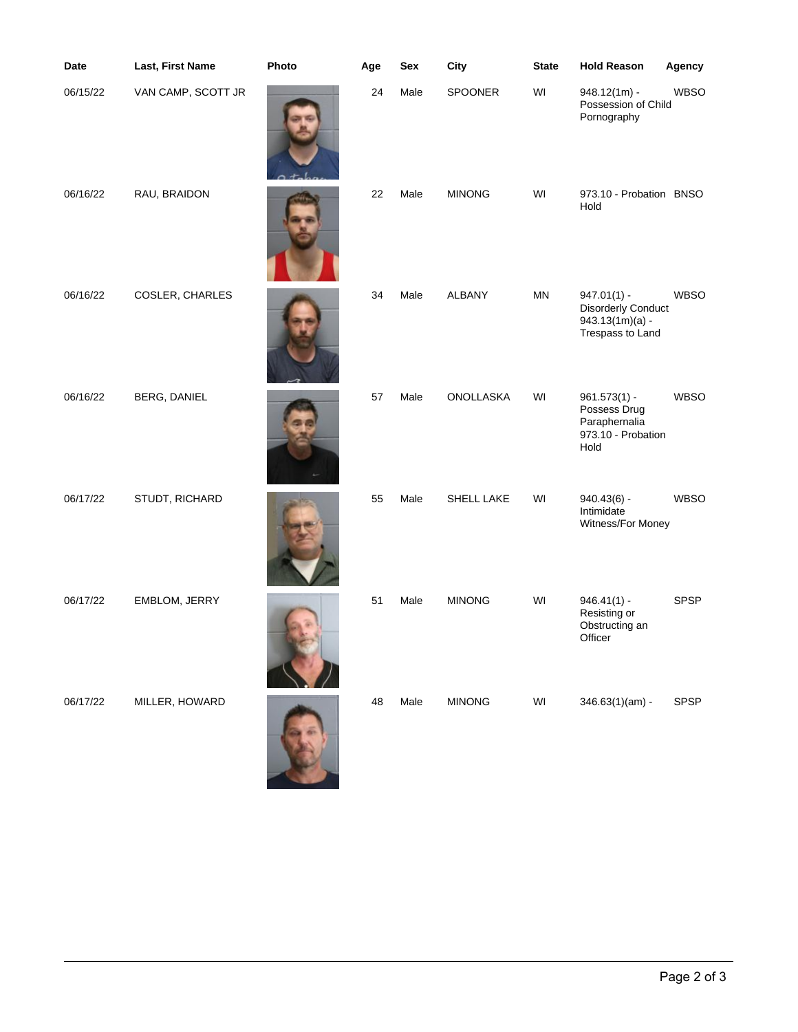| Date | Last, First Name | Photo | Age | Sex | City | State | Hold Reason | Agency |
|---|---|---|---|---|---|---|---|---|
| 06/15/22 | VAN CAMP, SCOTT JR | | 24 | Male | SPOONER | WI | 948.12(1m) - Possession of Child Pornography | WBSO |
| 06/16/22 | RAU, BRAIDON | | 22 | Male | MINONG | WI | 973.10 - Probation Hold | BNSO |
| 06/16/22 | COSLER, CHARLES | | 34 | Male | ALBANY | MN | 947.01(1) - Disorderly Conduct 943.13(1m)(a) - Trespass to Land | WBSO |
| 06/16/22 | BERG, DANIEL | | 57 | Male | ONOLLASKA | WI | 961.573(1) - Possess Drug Paraphernalia 973.10 - Probation Hold | WBSO |
| 06/17/22 | STUDT, RICHARD | | 55 | Male | SHELL LAKE | WI | 940.43(6) - Intimidate Witness/For Money | WBSO |
| 06/17/22 | EMBLOM, JERRY | | 51 | Male | MINONG | WI | 946.41(1) - Resisting or Obstructing an Officer | SPSP |
| 06/17/22 | MILLER, HOWARD | | 48 | Male | MINONG | WI | 346.63(1)(am) - | SPSP |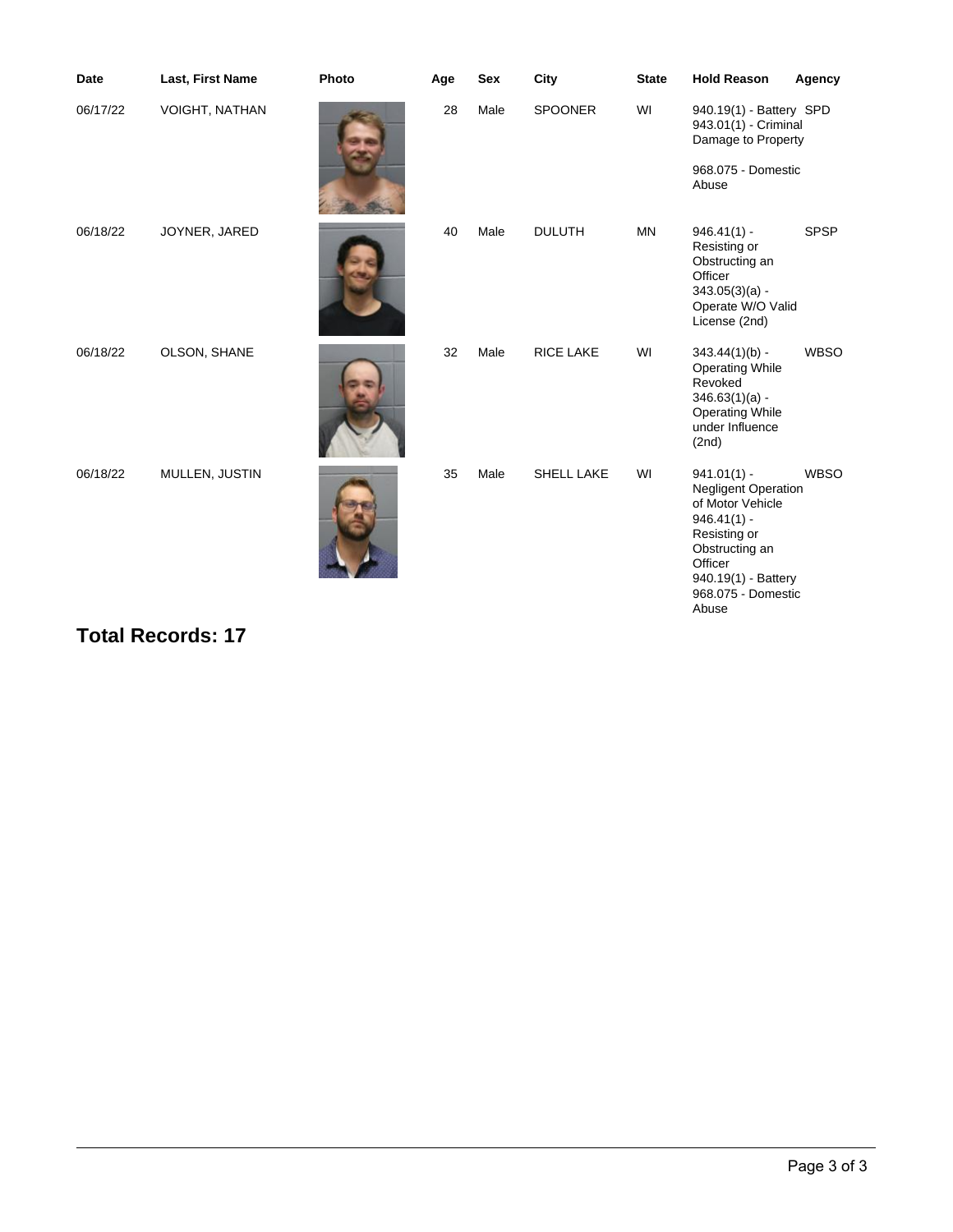| Date | Last, First Name | Photo | Age | Sex | City | State | Hold Reason | Agency |
|---|---|---|---|---|---|---|---|---|
| 06/17/22 | VOIGHT, NATHAN | | 28 | Male | SPOONER | WI | 940.19(1) - Battery 943.01(1) - Criminal Damage to Property 968.075 - Domestic Abuse | SPD |
| 06/18/22 | JOYNER, JARED | | 40 | Male | DULUTH | MN | 946.41(1) - Resisting or Obstructing an Officer 343.05(3)(a) - Operate W/O Valid License (2nd) | SPSP |
| 06/18/22 | OLSON, SHANE | | 32 | Male | RICE LAKE | WI | 343.44(1)(b) - Operating While Revoked 346.63(1)(a) - Operating While under Influence (2nd) | WBSO |
| 06/18/22 | MULLEN, JUSTIN | | 35 | Male | SHELL LAKE | WI | 941.01(1) - Negligent Operation of Motor Vehicle 946.41(1) - Resisting or Obstructing an Officer 940.19(1) - Battery 968.075 - Domestic Abuse | WBSO |

## Total Records: 17